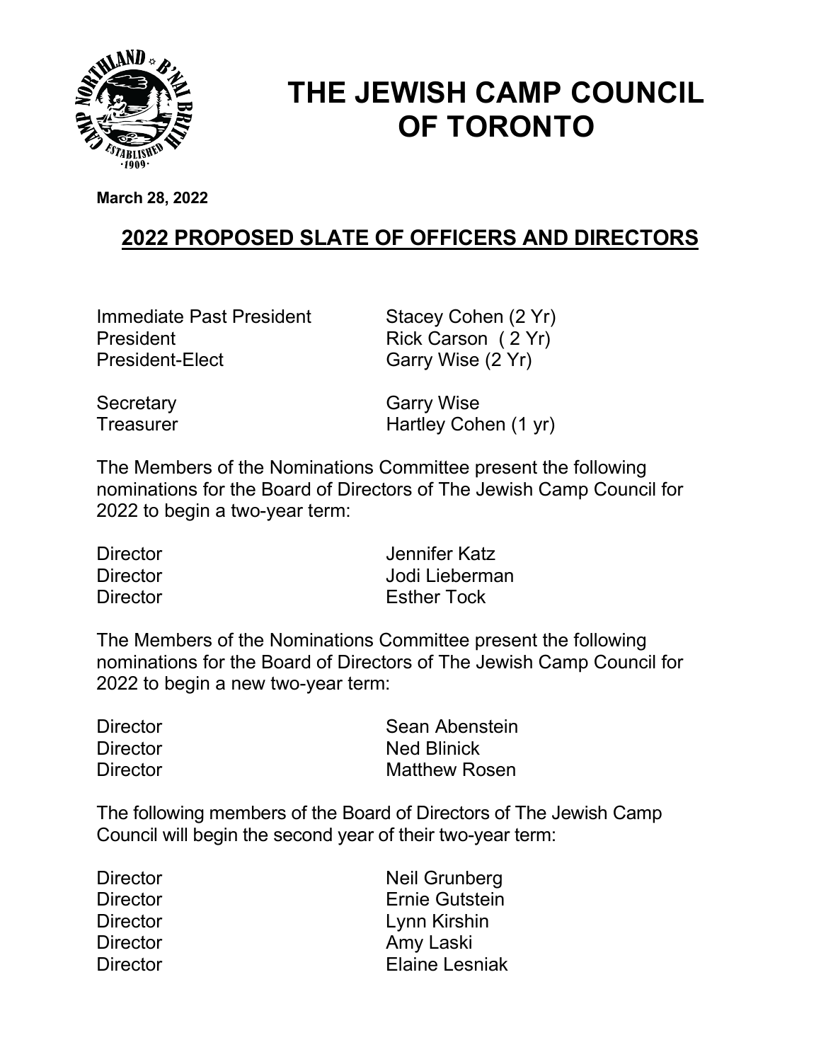# THE JEWISH CAMP COUNCIL OF TORONTO

**March 28, 2022**

## 2022 PROPOSED SLATE OF OFFICERS AND DIRECTORS

| | |
|---|---|
| Immediate Past President | Stacey Cohen (2 Yr) |
| President | Rick Carson ( 2 Yr) |
| President-Elect | Garry Wise (2 Yr) |
| Secretary | Garry Wise |
| Treasurer | Hartley Cohen (1 yr) |

The Members of the Nominations Committee present the following nominations for the Board of Directors of The Jewish Camp Council for 2022 to begin a two-year term:

| | |
|---|---|
| Director | Jennifer Katz |
| Director | Jodi Lieberman |
| Director | Esther Tock |

The Members of the Nominations Committee present the following nominations for the Board of Directors of The Jewish Camp Council for 2022 to begin a new two-year term:

| | |
|---|---|
| Director | Sean Abenstein |
| Director | Ned Blinick |
| Director | Matthew Rosen |

The following members of the Board of Directors of The Jewish Camp Council will begin the second year of their two-year term:

| | |
|---|---|
| Director | Neil Grunberg |
| Director | Ernie Gutstein |
| Director | Lynn Kirshin |
| Director | Amy Laski |
| Director | Elaine Lesniak |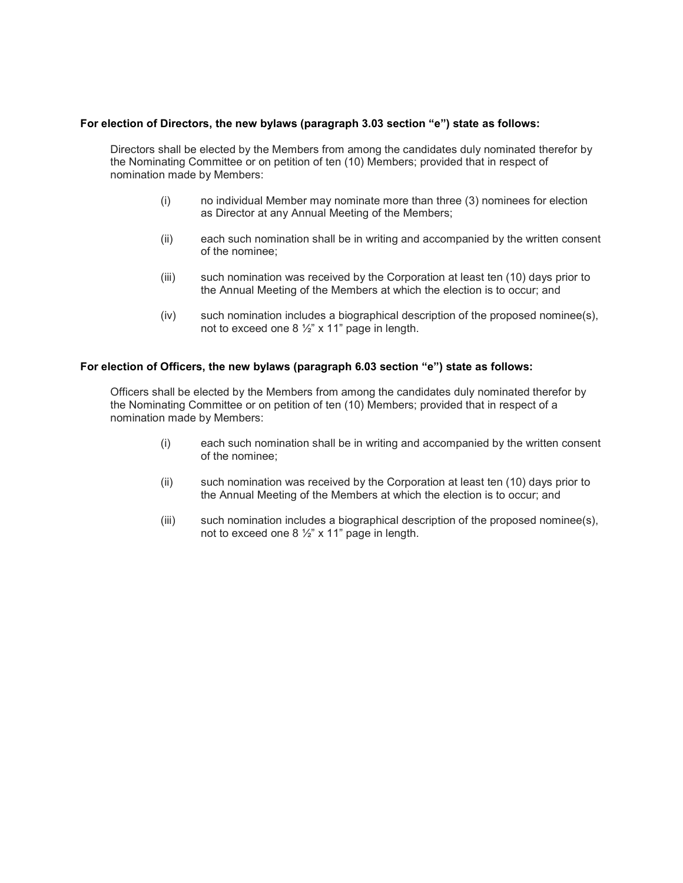**For election of Directors, the new bylaws (paragraph 3.03 section "e") state as follows:**

Directors shall be elected by the Members from among the candidates duly nominated therefor by the Nominating Committee or on petition of ten (10) Members; provided that in respect of nomination made by Members:

(i) no individual Member may nominate more than three (3) nominees for election as Director at any Annual Meeting of the Members;

(ii) each such nomination shall be in writing and accompanied by the written consent of the nominee;

(iii) such nomination was received by the Corporation at least ten (10) days prior to the Annual Meeting of the Members at which the election is to occur; and

(iv) such nomination includes a biographical description of the proposed nominee(s), not to exceed one 8 ½" x 11" page in length.

**For election of Officers, the new bylaws (paragraph 6.03 section "e") state as follows:**

Officers shall be elected by the Members from among the candidates duly nominated therefor by the Nominating Committee or on petition of ten (10) Members; provided that in respect of a nomination made by Members:

(i) each such nomination shall be in writing and accompanied by the written consent of the nominee;

(ii) such nomination was received by the Corporation at least ten (10) days prior to the Annual Meeting of the Members at which the election is to occur; and

(iii) such nomination includes a biographical description of the proposed nominee(s), not to exceed one 8 ½" x 11" page in length.